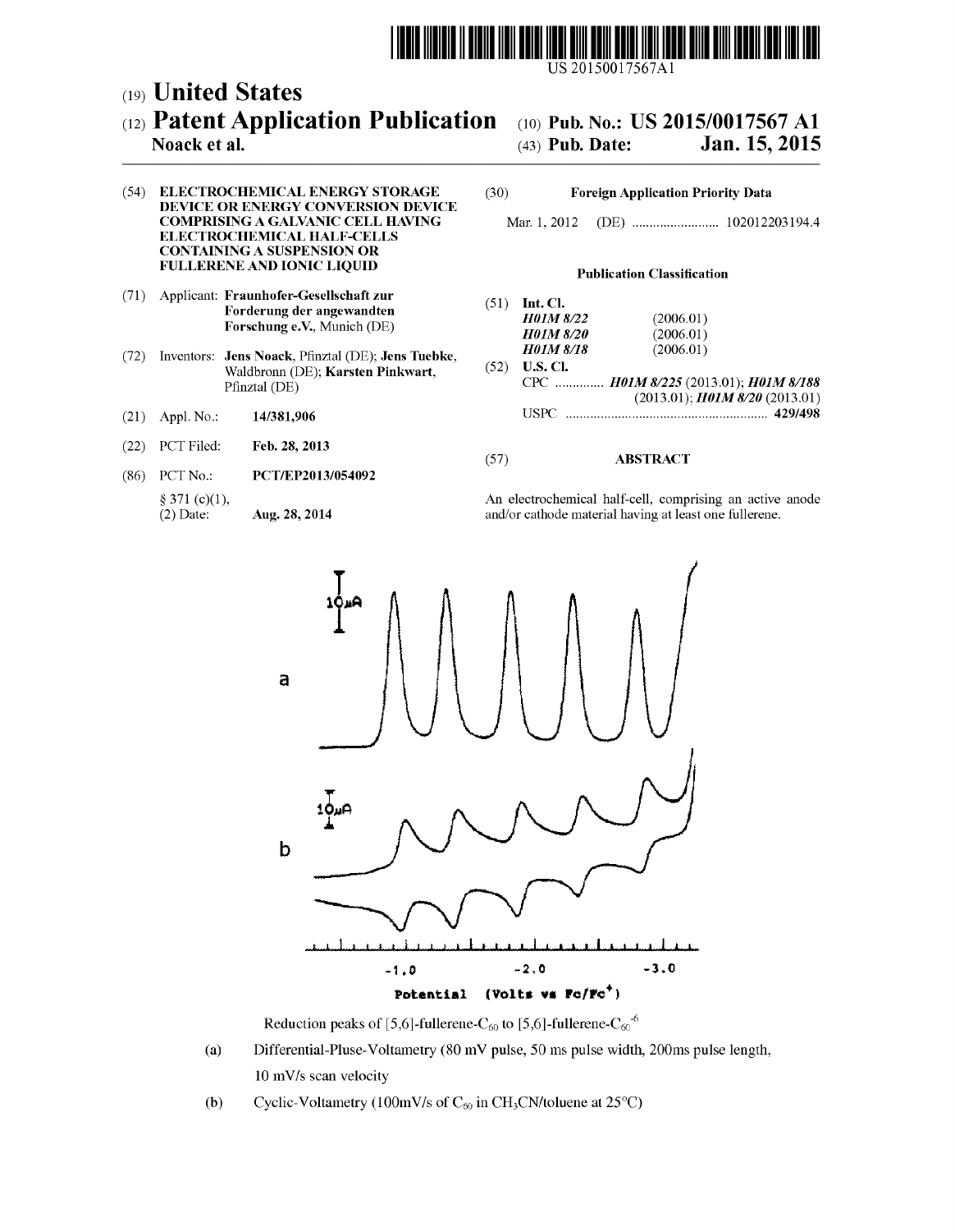US 20150017567A1

(19) **United States**

(12) **Patent Application Publication**

**Noack et al.**

(10) **Pub. No.: US 2015/0017567 A1**

(43) **Pub. Date: Jan. 15, 2015**

(54) **ELECTROCHEMICAL ENERGY STORAGE DEVICE OR ENERGY CONVERSION DEVICE COMPRISING A GALVANIC CELL HAVING ELECTROCHEMICAL HALF-CELLS CONTAINING A SUSPENSION OR FULLERENE AND IONIC LIQUID**

(71) Applicant: **Fraunhofer-Gesellschaft zur Forderung der angewandten Forschung e.V.**, Munich (DE)

(72) Inventors: **Jens Noack**, Pfinztal (DE); **Jens Tuebke**, Waldbronn (DE); **Karsten Pinkwart**, Pfinztal (DE)

(21) Appl. No.: **14/381,906**

(22) PCT Filed: **Feb. 28, 2013**

(86) PCT No.: **PCT/EP2013/054092**

§ 371 (c)(1),
(2) Date: **Aug. 28, 2014**

(30) **Foreign Application Priority Data**

Mar. 1, 2012 (DE) ......................... 102012203194.4

**Publication Classification**

(51) **Int. Cl.**

*H01M 8/22* (2006.01)
*H01M 8/20* (2006.01)
*H01M 8/18* (2006.01)

(52) **U.S. Cl.**

CPC .............. *H01M 8/225* (2013.01); *H01M 8/188* (2013.01); *H01M 8/20* (2013.01)

USPC ......................................................... **429/498**

(57) **ABSTRACT**

An electrochemical half-cell, comprising an active anode and/or cathode material having at least one fullerene.

10μA

a

10μA

b

-1.0

-2.0

-3.0

Potential (Volts vs Fc/Fc$^{+}$)

Reduction peaks of [5,6]-fullerene-$C_{60}$ to [5,6]-fullerene-$C_{60}^{-6}$

(a) Differential-Pluse-Voltametry (80 mV pulse, 50 ms pulse width, 200ms pulse length, 10 mV/s scan velocity

(b) Cyclic-Voltametry (100mV/s of $C_{60}$ in $CH_3CN$/toluene at 25°C)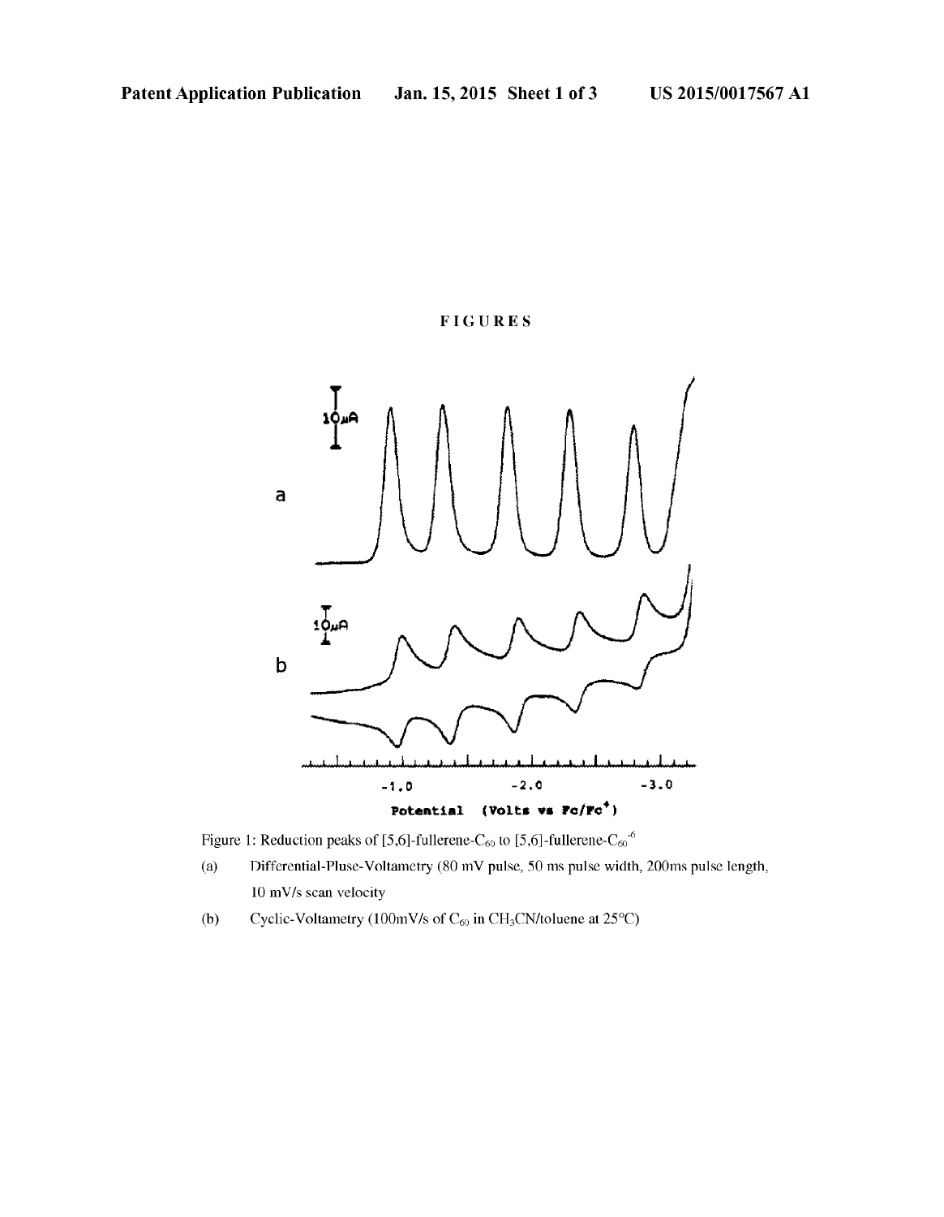FIGURES

a

10μA

b

10μA

-1.0

-2.0

-3.0

Potential (Volts vs Fc/Fc$^+$)

Figure 1: Reduction peaks of [5,6]-fullerene-$C_{60}$ to [5,6]-fullerene-$C_{60}^{-6}$

(a) Differential-Pluse-Voltametry (80 mV pulse, 50 ms pulse width, 200ms pulse length, 10 mV/s scan velocity

(b) Cyclic-Voltametry (100mV/s of $C_{60}$ in $CH_3CN$/toluene at 25°C)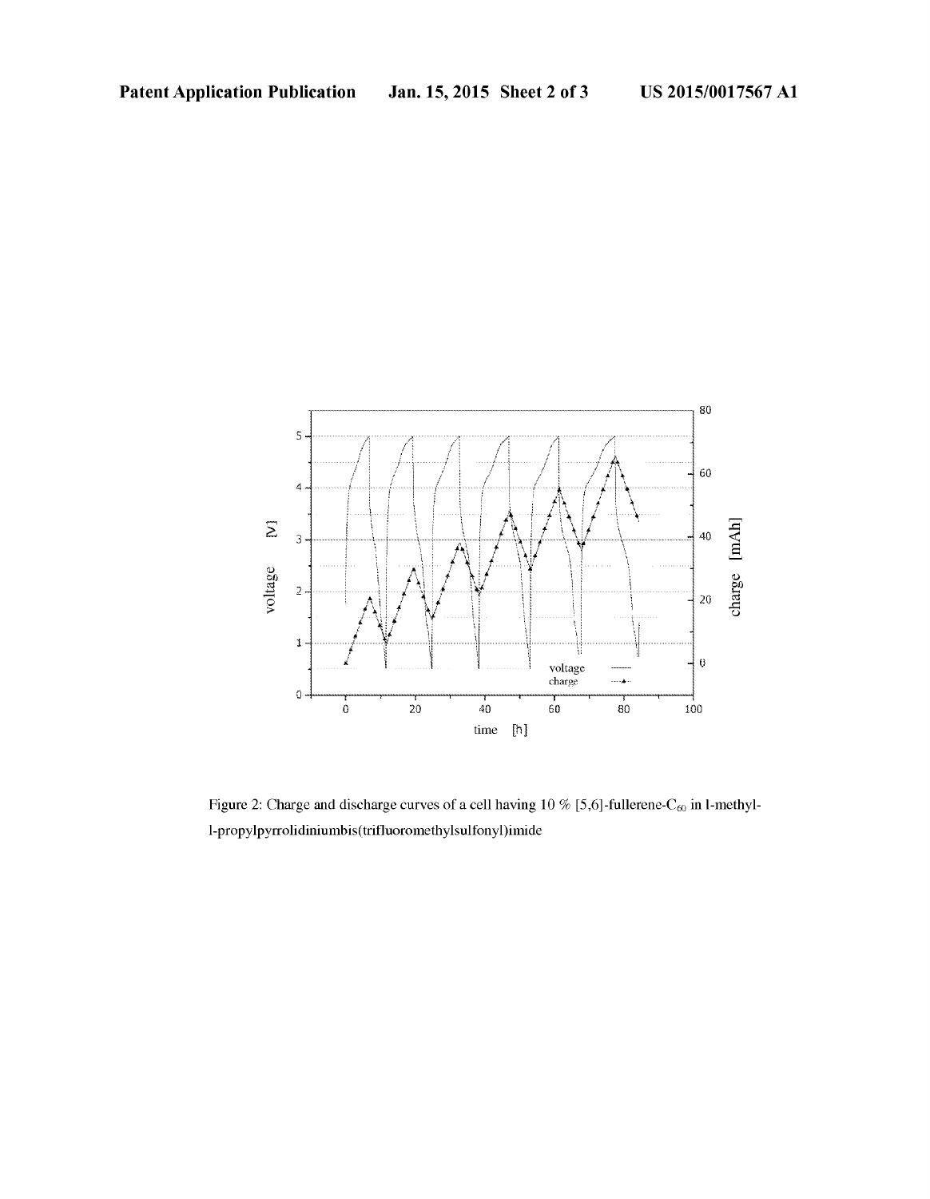Figure 2: Charge and discharge curves of a cell having 10 % [5,6]-fullerene-$C_{60}$ in l-methyl-l-propylpyrrolidiniumbis(trifluoromethylsulfonyl)imide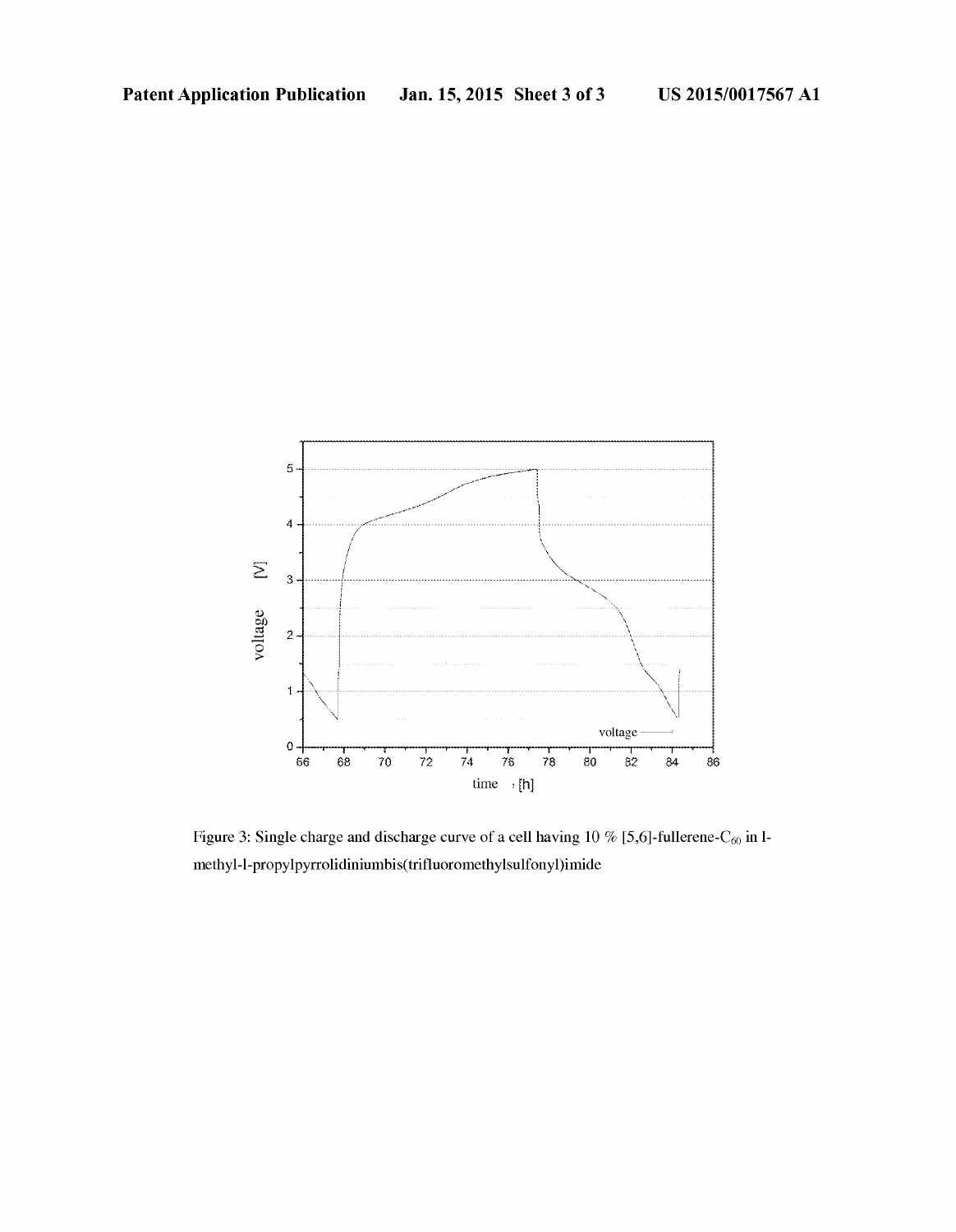voltage [V]

5

4

3

2

1

0

66 68 70 72 74 76 78 80 82 84 86

time [h]

voltage

Figure 3: Single charge and discharge curve of a cell having 10 % [5,6]-fullerene-$C_{60}$ in 1-methyl-1-propylpyrrolidiniumbis(trifluoromethylsulfonyl)imide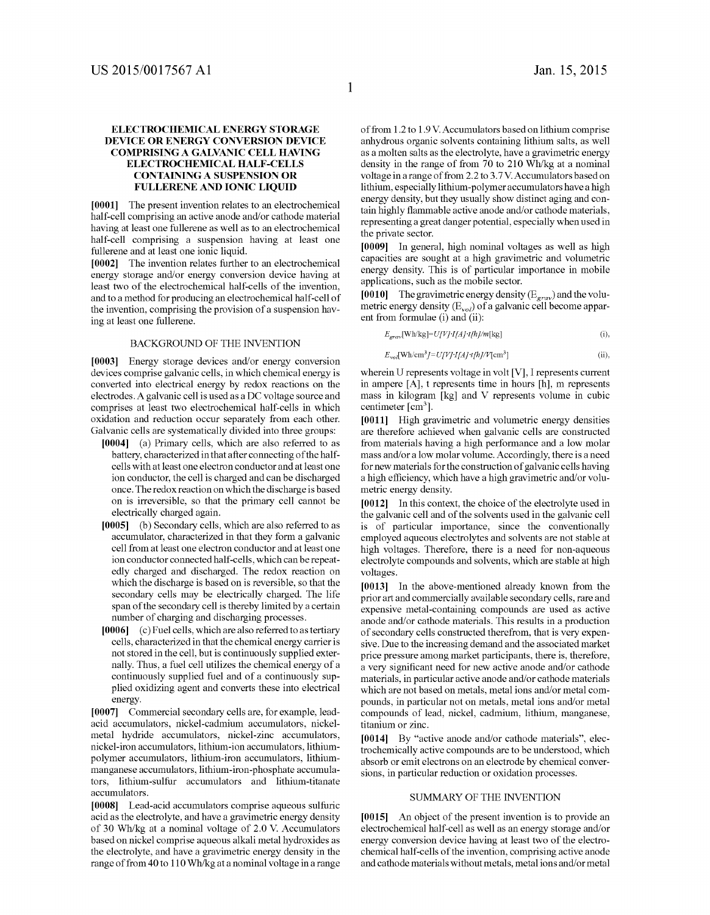# ELECTROCHEMICAL ENERGY STORAGE DEVICE OR ENERGY CONVERSION DEVICE COMPRISING A GALVANIC CELL HAVING ELECTROCHEMICAL HALF-CELLS CONTAINING A SUSPENSION OR FULLERENE AND IONIC LIQUID

**[0001]** The present invention relates to an electrochemical half-cell comprising an active anode and/or cathode material having at least one fullerene as well as to an electrochemical half-cell comprising a suspension having at least one fullerene and at least one ionic liquid.

**[0002]** The invention relates further to an electrochemical energy storage and/or energy conversion device having at least two of the electrochemical half-cells of the invention, and to a method for producing an electrochemical half-cell of the invention, comprising the provision of a suspension having at least one fullerene.

## BACKGROUND OF THE INVENTION

**[0003]** Energy storage devices and/or energy conversion devices comprise galvanic cells, in which chemical energy is converted into electrical energy by redox reactions on the electrodes. A galvanic cell is used as a DC voltage source and comprises at least two electrochemical half-cells in which oxidation and reduction occur separately from each other. Galvanic cells are systematically divided into three groups:

**[0004]** (a) Primary cells, which are also referred to as battery, characterized in that after connecting of the half-cells with at least one electron conductor and at least one ion conductor, the cell is charged and can be discharged once. The redox reaction on which the discharge is based on is irreversible, so that the primary cell cannot be electrically charged again.

**[0005]** (b) Secondary cells, which are also referred to as accumulator, characterized in that they form a galvanic cell from at least one electron conductor and at least one ion conductor connected half-cells, which can be repeatedly charged and discharged. The redox reaction on which the discharge is based on is reversible, so that the secondary cells may be electrically charged. The life span of the secondary cell is thereby limited by a certain number of charging and discharging processes.

**[0006]** (c) Fuel cells, which are also referred to as tertiary cells, characterized in that the chemical energy carrier is not stored in the cell, but is continuously supplied externally. Thus, a fuel cell utilizes the chemical energy of a continuously supplied fuel and of a continuously supplied oxidizing agent and converts these into electrical energy.

**[0007]** Commercial secondary cells are, for example, lead-acid accumulators, nickel-cadmium accumulators, nickel-metal hydride accumulators, nickel-zinc accumulators, nickel-iron accumulators, lithium-ion accumulators, lithium-polymer accumulators, lithium-iron accumulators, lithium-manganese accumulators, lithium-iron-phosphate accumulators, lithium-sulfur accumulators and lithium-titanate accumulators.

**[0008]** Lead-acid accumulators comprise aqueous sulfuric acid as the electrolyte, and have a gravimetric energy density of 30 Wh/kg at a nominal voltage of 2.0 V. Accumulators based on nickel comprise aqueous alkali metal hydroxides as the electrolyte, and have a gravimetric energy density in the range of from 40 to 110 Wh/kg at a nominal voltage in a range of from 1.2 to 1.9 V. Accumulators based on lithium comprise anhydrous organic solvents containing lithium salts, as well as a molten salts as the electrolyte, have a gravimetric energy density in the range of from 70 to 210 Wh/kg at a nominal voltage in a range of from 2.2 to 3.7 V. Accumulators based on lithium, especially lithium-polymer accumulators have a high energy density, but they usually show distinct aging and contain highly flammable active anode and/or cathode materials, representing a great danger potential, especially when used in the private sector.

**[0009]** In general, high nominal voltages as well as high capacities are sought at a high gravimetric and volumetric energy density. This is of particular importance in mobile applications, such as the mobile sector.

**[0010]** The gravimetric energy density ($E_{grav}$) and the volumetric energy density ($E_{vol}$) of a galvanic cell become apparent from formulae (i) and (ii):

$$E_{grav}[\text{Wh/kg}]=U[V]\cdot I[A]\cdot t[h]/m[\text{kg}] \tag{i}$$

$$E_{vol}[\text{Wh/cm}^3]=U[V]\cdot I[A]\cdot t[h]/V[\text{cm}^3] \tag{ii}$$

wherein U represents voltage in volt [V], I represents current in ampere [A], t represents time in hours [h], m represents mass in kilogram [kg] and V represents volume in cubic centimeter [$\text{cm}^3$].

**[0011]** High gravimetric and volumetric energy densities are therefore achieved when galvanic cells are constructed from materials having a high performance and a low molar mass and/or a low molar volume. Accordingly, there is a need for new materials for the construction of galvanic cells having a high efficiency, which have a high gravimetric and/or volumetric energy density.

**[0012]** In this context, the choice of the electrolyte used in the galvanic cell and of the solvents used in the galvanic cell is of particular importance, since the conventionally employed aqueous electrolytes and solvents are not stable at high voltages. Therefore, there is a need for non-aqueous electrolyte compounds and solvents, which are stable at high voltages.

**[0013]** In the above-mentioned already known from the prior art and commercially available secondary cells, rare and expensive metal-containing compounds are used as active anode and/or cathode materials. This results in a production of secondary cells constructed therefrom, that is very expensive. Due to the increasing demand and the associated market price pressure among market participants, there is, therefore, a very significant need for new active anode and/or cathode materials, in particular active anode and/or cathode materials which are not based on metals, metal ions and/or metal compounds, in particular not on metals, metal ions and/or metal compounds of lead, nickel, cadmium, lithium, manganese, titanium or zinc.

**[0014]** By "active anode and/or cathode materials", electrochemically active compounds are to be understood, which absorb or emit electrons on an electrode by chemical conversions, in particular reduction or oxidation processes.

## SUMMARY OF THE INVENTION

**[0015]** An object of the present invention is to provide an electrochemical half-cell as well as an energy storage and/or energy conversion device having at least two of the electrochemical half-cells of the invention, comprising active anode and cathode materials without metals, metal ions and/or metal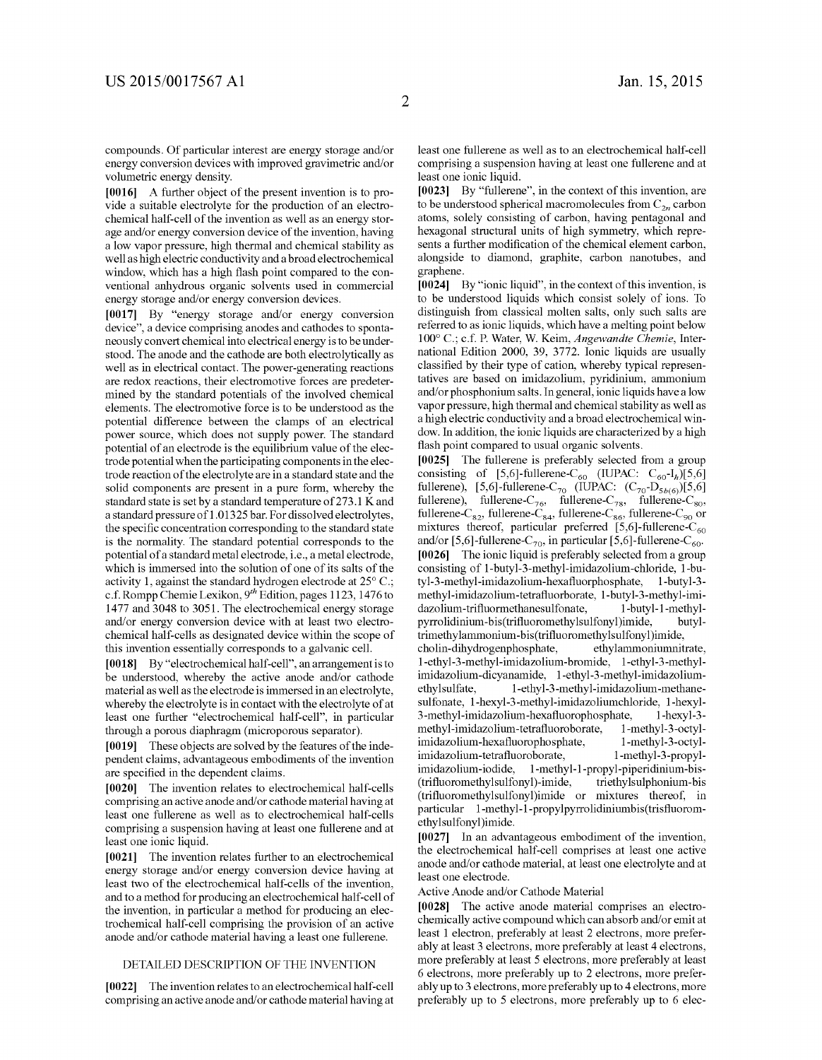compounds. Of particular interest are energy storage and/or energy conversion devices with improved gravimetric and/or volumetric energy density.

**[0016]** A further object of the present invention is to provide a suitable electrolyte for the production of an electrochemical half-cell of the invention as well as an energy storage and/or energy conversion device of the invention, having a low vapor pressure, high thermal and chemical stability as well as high electric conductivity and a broad electrochemical window, which has a high flash point compared to the conventional anhydrous organic solvents used in commercial energy storage and/or energy conversion devices.

**[0017]** By "energy storage and/or energy conversion device", a device comprising anodes and cathodes to spontaneously convert chemical into electrical energy is to be understood. The anode and the cathode are both electrolytically as well as in electrical contact. The power-generating reactions are redox reactions, their electromotive forces are predetermined by the standard potentials of the involved chemical elements. The electromotive force is to be understood as the potential difference between the clamps of an electrical power source, which does not supply power. The standard potential of an electrode is the equilibrium value of the electrode potential when the participating components in the electrode reaction of the electrolyte are in a standard state and the solid components are present in a pure form, whereby the standard state is set by a standard temperature of 273.1 K and a standard pressure of 1.01325 bar. For dissolved electrolytes, the specific concentration corresponding to the standard state is the normality. The standard potential corresponds to the potential of a standard metal electrode, i.e., a metal electrode, which is immersed into the solution of one of its salts of the activity 1, against the standard hydrogen electrode at 25° C.; c.f. Rompp Chemie Lexikon, 9$^{th}$ Edition, pages 1123, 1476 to 1477 and 3048 to 3051. The electrochemical energy storage and/or energy conversion device with at least two electrochemical half-cells as designated device within the scope of this invention essentially corresponds to a galvanic cell.

**[0018]** By "electrochemical half-cell", an arrangement is to be understood, whereby the active anode and/or cathode material as well as the electrode is immersed in an electrolyte, whereby the electrolyte is in contact with the electrolyte of at least one further "electrochemical half-cell", in particular through a porous diaphragm (microporous separator).

**[0019]** These objects are solved by the features of the independent claims, advantageous embodiments of the invention are specified in the dependent claims.

**[0020]** The invention relates to electrochemical half-cells comprising an active anode and/or cathode material having at least one fullerene as well as to electrochemical half-cells comprising a suspension having at least one fullerene and at least one ionic liquid.

**[0021]** The invention relates further to an electrochemical energy storage and/or energy conversion device having at least two of the electrochemical half-cells of the invention, and to a method for producing an electrochemical half-cell of the invention, in particular a method for producing an electrochemical half-cell comprising the provision of an active anode and/or cathode material having a least one fullerene.

## DETAILED DESCRIPTION OF THE INVENTION

**[0022]** The invention relates to an electrochemical half-cell comprising an active anode and/or cathode material having at least one fullerene as well as to an electrochemical half-cell comprising a suspension having at least one fullerene and at least one ionic liquid.

**[0023]** By "fullerene", in the context of this invention, are to be understood spherical macromolecules from $C_{2n}$ carbon atoms, solely consisting of carbon, having pentagonal and hexagonal structural units of high symmetry, which represents a further modification of the chemical element carbon, alongside to diamond, graphite, carbon nanotubes, and graphene.

**[0024]** By "ionic liquid", in the context of this invention, is to be understood liquids which consist solely of ions. To distinguish from classical molten salts, only such salts are referred to as ionic liquids, which have a melting point below 100° C.; c.f. P. Water, W. Keim, *Angewandte Chemie*, International Edition 2000, 39, 3772. Ionic liquids are usually classified by their type of cation, whereby typical representatives are based on imidazolium, pyridinium, ammonium and/or phosphonium salts. In general, ionic liquids have a low vapor pressure, high thermal and chemical stability as well as a high electric conductivity and a broad electrochemical window. In addition, the ionic liquids are characterized by a high flash point compared to usual organic solvents.

**[0025]** The fullerene is preferably selected from a group consisting of [5,6]-fullerene-$C_{60}$ (IUPAC: $C_{60}$-$I_h$)[5,6] fullerene), [5,6]-fullerene-$C_{70}$ (IUPAC: ($C_{70}$-$D_{5h(6)}$)[5,6] fullerene), fullerene-$C_{76}$, fullerene-$C_{78}$, fullerene-$C_{80}$, fullerene-$C_{82}$, fullerene-$C_{84}$, fullerene-$C_{86}$, fullerene-$C_{90}$ or mixtures thereof, particular preferred [5,6]-fullerene-$C_{60}$ and/or [5,6]-fullerene-$C_{70}$, in particular [5,6]-fullerene-$C_{60}$.

**[0026]** The ionic liquid is preferably selected from a group consisting of 1-butyl-3-methyl-imidazolium-chloride, 1-butyl-3-methyl-imidazolium-hexafluorphosphate, 1-butyl-3-methyl-imidazolium-tetrafluorborate, 1-butyl-3-methyl-imidazolium-trifluormethanesulfonate, 1-butyl-1-methyl-pyrrolidinium-bis(trifluoromethylsulfonyl)imide, butyl-trimethylammonium-bis(trifluoromethylsulfonyl)imide, cholin-dihydrogenphosphate, ethylammoniumnitrate, 1-ethyl-3-methyl-imidazolium-bromide, 1-ethyl-3-methyl-imidazolium-dicyanamide, 1-ethyl-3-methyl-imidazolium-ethylsulfate, 1-ethyl-3-methyl-imidazolium-methanesulfonate, 1-hexyl-3-methyl-imidazoliumchloride, 1-hexyl-3-methyl-imidazolium-hexafluorophosphate, 1-hexyl-3-methyl-imidazolium-tetrafluoroborate, 1-methyl-3-octyl-imidazolium-hexafluorophosphate, 1-methyl-3-octyl-imidazolium-tetrafluoroborate, 1-methyl-3-propyl-imidazolium-iodide, 1-methyl-1-propyl-piperidinium-bis-(trifluoromethylsulfonyl)-imide, triethylsulphonium-bis(trifluoromethylsulfonyl)imide or mixtures thereof, in particular 1-methyl-1-propylpyrrolidiniumbis(trisfluoromethylsulfonyl)imide.

**[0027]** In an advantageous embodiment of the invention, the electrochemical half-cell comprises at least one active anode and/or cathode material, at least one electrolyte and at least one electrode.

Active Anode and/or Cathode Material

**[0028]** The active anode material comprises an electrochemically active compound which can absorb and/or emit at least 1 electron, preferably at least 2 electrons, more preferably at least 3 electrons, more preferably at least 4 electrons, more preferably at least 5 electrons, more preferably at least 6 electrons, more preferably up to 2 electrons, more preferably up to 3 electrons, more preferably up to 4 electrons, more preferably up to 5 electrons, more preferably up to 6 elec-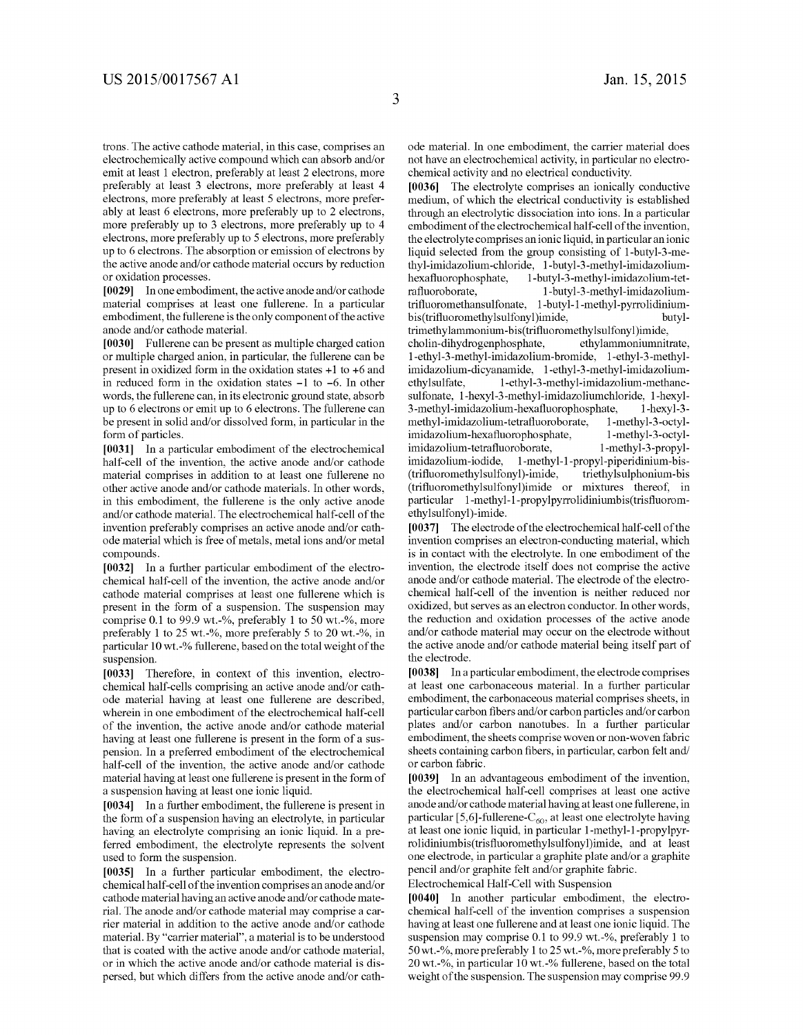trons. The active cathode material, in this case, comprises an electrochemically active compound which can absorb and/or emit at least 1 electron, preferably at least 2 electrons, more preferably at least 3 electrons, more preferably at least 4 electrons, more preferably at least 5 electrons, more preferably at least 6 electrons, more preferably up to 2 electrons, more preferably up to 3 electrons, more preferably up to 4 electrons, more preferably up to 5 electrons, more preferably up to 6 electrons. The absorption or emission of electrons by the active anode and/or cathode material occurs by reduction or oxidation processes.

**[0029]** In one embodiment, the active anode and/or cathode material comprises at least one fullerene. In a particular embodiment, the fullerene is the only component of the active anode and/or cathode material.

**[0030]** Fullerene can be present as multiple charged cation or multiple charged anion, in particular, the fullerene can be present in oxidized form in the oxidation states +1 to +6 and in reduced form in the oxidation states −1 to −6. In other words, the fullerene can, in its electronic ground state, absorb up to 6 electrons or emit up to 6 electrons. The fullerene can be present in solid and/or dissolved form, in particular in the form of particles.

**[0031]** In a particular embodiment of the electrochemical half-cell of the invention, the active anode and/or cathode material comprises in addition to at least one fullerene no other active anode and/or cathode materials. In other words, in this embodiment, the fullerene is the only active anode and/or cathode material. The electrochemical half-cell of the invention preferably comprises an active anode and/or cathode material which is free of metals, metal ions and/or metal compounds.

**[0032]** In a further particular embodiment of the electrochemical half-cell of the invention, the active anode and/or cathode material comprises at least one fullerene which is present in the form of a suspension. The suspension may comprise 0.1 to 99.9 wt.-%, preferably 1 to 50 wt.-%, more preferably 1 to 25 wt.-%, more preferably 5 to 20 wt.-%, in particular 10 wt.-% fullerene, based on the total weight of the suspension.

**[0033]** Therefore, in context of this invention, electrochemical half-cells comprising an active anode and/or cathode material having at least one fullerene are described, wherein in one embodiment of the electrochemical half-cell of the invention, the active anode and/or cathode material having at least one fullerene is present in the form of a suspension. In a preferred embodiment of the electrochemical half-cell of the invention, the active anode and/or cathode material having at least one fullerene is present in the form of a suspension having at least one ionic liquid.

**[0034]** In a further embodiment, the fullerene is present in the form of a suspension having an electrolyte, in particular having an electrolyte comprising an ionic liquid. In a preferred embodiment, the electrolyte represents the solvent used to form the suspension.

**[0035]** In a further particular embodiment, the electrochemical half-cell of the invention comprises an anode and/or cathode material having an active anode and/or cathode material. The anode and/or cathode material may comprise a carrier material in addition to the active anode and/or cathode material. By "carrier material", a material is to be understood that is coated with the active anode and/or cathode material, or in which the active anode and/or cathode material is dispersed, but which differs from the active anode and/or cathode material. In one embodiment, the carrier material does not have an electrochemical activity, in particular no electrochemical activity and no electrical conductivity.

**[0036]** The electrolyte comprises an ionically conductive medium, of which the electrical conductivity is established through an electrolytic dissociation into ions. In a particular embodiment of the electrochemical half-cell of the invention, the electrolyte comprises an ionic liquid, in particular an ionic liquid selected from the group consisting of 1-butyl-3-methyl-imidazolium-chloride, 1-butyl-3-methyl-imidazolium-hexafluorophosphate, 1-butyl-3-methyl-imidazolium-tetrafluoroborate, 1-butyl-3-methyl-imidazolium-trifluoromethansulfonate, 1-butyl-1-methyl-pyrrolidinium-bis(trifluoromethylsulfonyl)imide, butyl-trimethylammonium-bis(trifluoromethylsulfonyl)imide, cholin-dihydrogenphosphate, ethylammoniumnitrate, 1-ethyl-3-methyl-imidazolium-bromide, 1-ethyl-3-methyl-imidazolium-dicyanamide, 1-ethyl-3-methyl-imidazolium-ethylsulfate, 1-ethyl-3-methyl-imidazolium-methanesulfonate, 1-hexyl-3-methyl-imidazoliumchloride, 1-hexyl-3-methyl-imidazolium-hexafluorophosphate, 1-hexyl-3-methyl-imidazolium-tetrafluoroborate, 1-methyl-3-octyl-imidazolium-hexafluorophosphate, 1-methyl-3-octyl-imidazolium-tetrafluoroborate, 1-methyl-3-propyl-imidazolium-iodide, 1-methyl-1-propyl-piperidinium-bis-(trifluoromethylsulfonyl)-imide, triethylsulphonium-bis(trifluoromethylsulfonyl)imide or mixtures thereof, in particular 1-methyl-1-propylpyrrolidiniumbis(trisfluoromethylsulfonyl)-imide.

**[0037]** The electrode of the electrochemical half-cell of the invention comprises an electron-conducting material, which is in contact with the electrolyte. In one embodiment of the invention, the electrode itself does not comprise the active anode and/or cathode material. The electrode of the electrochemical half-cell of the invention is neither reduced nor oxidized, but serves as an electron conductor. In other words, the reduction and oxidation processes of the active anode and/or cathode material may occur on the electrode without the active anode and/or cathode material being itself part of the electrode.

**[0038]** In a particular embodiment, the electrode comprises at least one carbonaceous material. In a further particular embodiment, the carbonaceous material comprises sheets, in particular carbon fibers and/or carbon particles and/or carbon plates and/or carbon nanotubes. In a further particular embodiment, the sheets comprise woven or non-woven fabric sheets containing carbon fibers, in particular, carbon felt and/or carbon fabric.

**[0039]** In an advantageous embodiment of the invention, the electrochemical half-cell comprises at least one active anode and/or cathode material having at least one fullerene, in particular [5,6]-fullerene-$C_{60}$, at least one electrolyte having at least one ionic liquid, in particular 1-methyl-1-propylpyrrolidiniumbis(trisfluoromethylsulfonyl)imide, and at least one electrode, in particular a graphite plate and/or a graphite pencil and/or graphite felt and/or graphite fabric.

Electrochemical Half-Cell with Suspension

**[0040]** In another particular embodiment, the electrochemical half-cell of the invention comprises a suspension having at least one fullerene and at least one ionic liquid. The suspension may comprise 0.1 to 99.9 wt.-%, preferably 1 to 50 wt.-%, more preferably 1 to 25 wt.-%, more preferably 5 to 20 wt.-%, in particular 10 wt.-% fullerene, based on the total weight of the suspension. The suspension may comprise 99.9